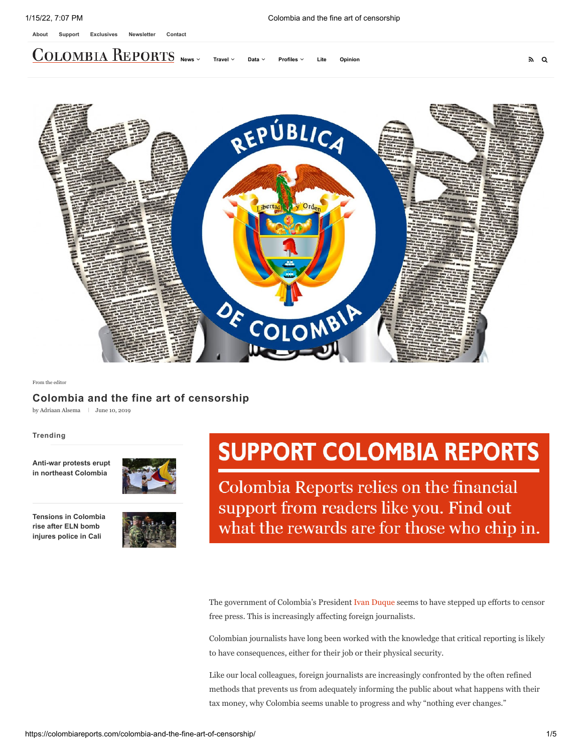From the editor

# Colombia and the fine art of censorship

by Adriaan Alsema | June 10, 2019

The government of Colombia's President Ivan Duque seems to have stepped up efforts to censor free press. This is increasingly affecting foreign journalists.

Colombian journalists have long been worked with the knowledge that critical reporting is likely to have consequences, either for their job or their physical security.

Like our local colleagues, foreign journalists are increasingly confronted by the often refined methods that prevents us from adequately informing the public about what happens with their tax money, why Colombia seems unable to progress and why "nothing ever changes."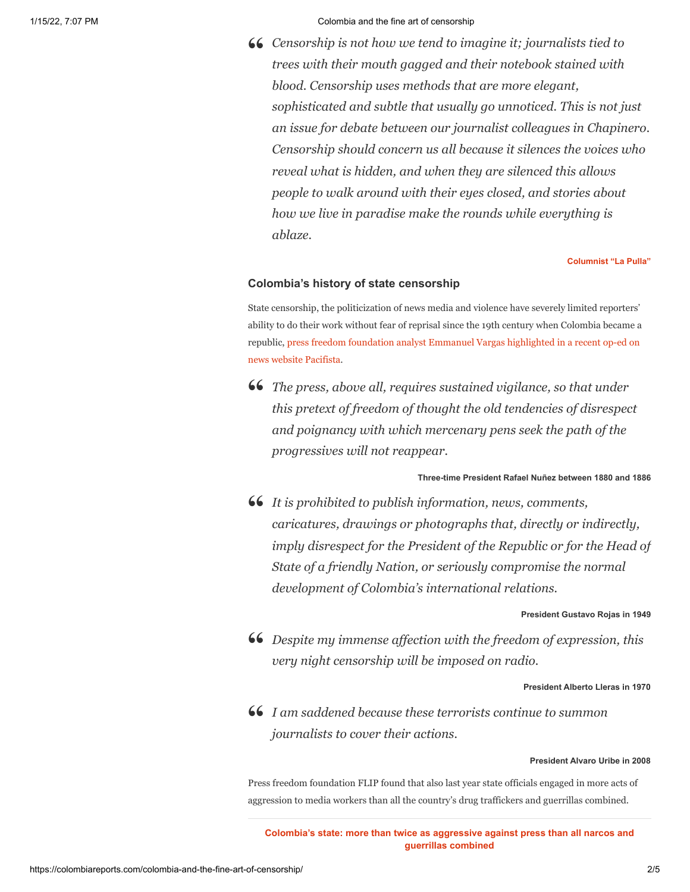> *Censorship is not how we tend to imagine it; journalists tied to trees with their mouth gagged and their notebook stained with blood. Censorship uses methods that are more elegant, sophisticated and subtle that usually go unnoticed. This is not just an issue for debate between our journalist colleagues in Chapinero. Censorship should concern us all because it silences the voices who reveal what is hidden, and when they are silenced this allows people to walk around with their eyes closed, and stories about how we live in paradise make the rounds while everything is ablaze.*
>
> **Columnist "La Pulla"**

### Colombia's history of state censorship

State censorship, the politicization of news media and violence have severely limited reporters' ability to do their work without fear of reprisal since the 19th century when Colombia became a republic, press freedom foundation analyst Emmanuel Vargas highlighted in a recent op-ed on news website Pacifista.

> *The press, above all, requires sustained vigilance, so that under this pretext of freedom of thought the old tendencies of disrespect and poignancy with which mercenary pens seek the path of the progressives will not reappear.*
>
> **Three-time President Rafael Nuñez between 1880 and 1886**

> *It is prohibited to publish information, news, comments, caricatures, drawings or photographs that, directly or indirectly, imply disrespect for the President of the Republic or for the Head of State of a friendly Nation, or seriously compromise the normal development of Colombia's international relations.*
>
> **President Gustavo Rojas in 1949**

> *Despite my immense affection with the freedom of expression, this very night censorship will be imposed on radio.*
>
> **President Alberto Lleras in 1970**

> *I am saddened because these terrorists continue to summon journalists to cover their actions.*
>
> **President Alvaro Uribe in 2008**

Press freedom foundation FLIP found that also last year state officials engaged in more acts of aggression to media workers than all the country's drug traffickers and guerrillas combined.

---

**Colombia's state: more than twice as aggressive against press than all narcos and guerrillas combined**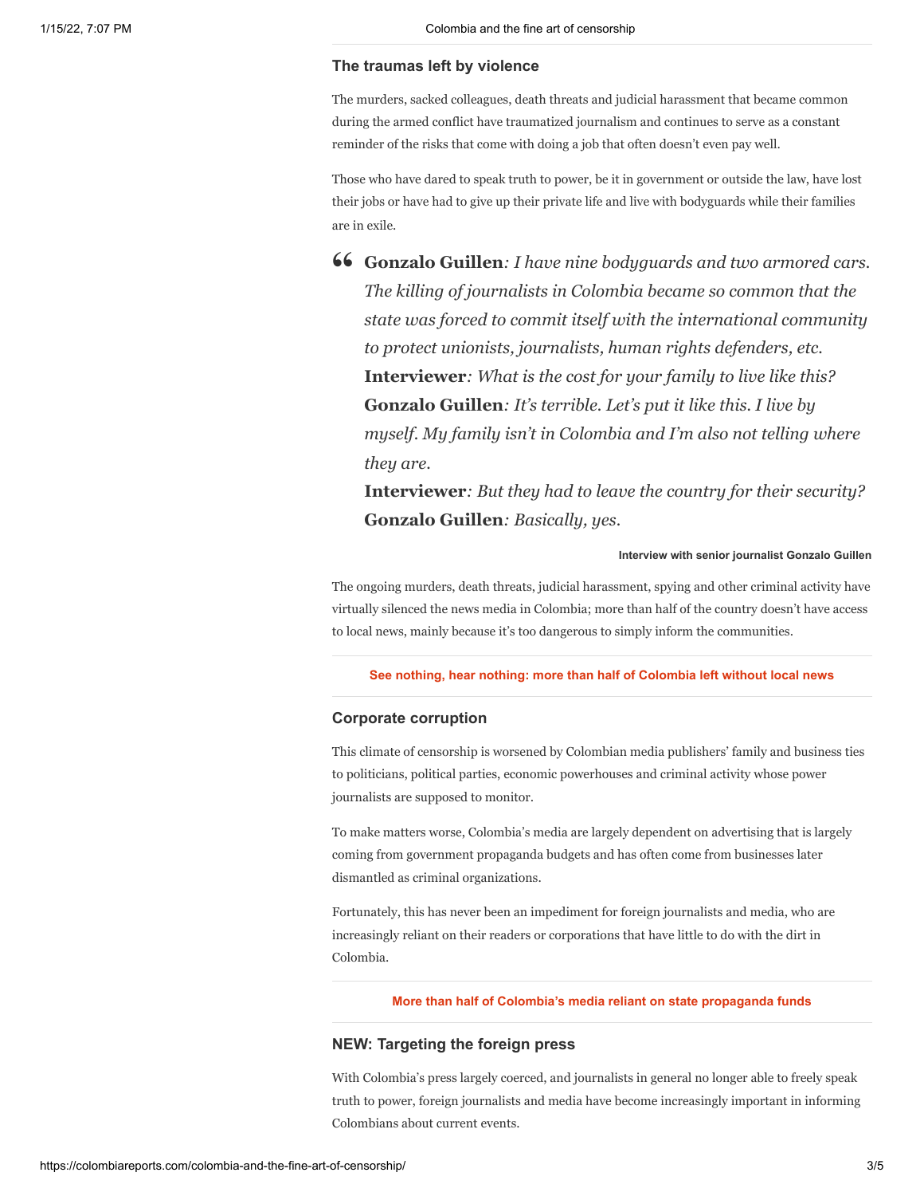## The traumas left by violence

The murders, sacked colleagues, death threats and judicial harassment that became common during the armed conflict have traumatized journalism and continues to serve as a constant reminder of the risks that come with doing a job that often doesn't even pay well.

Those who have dared to speak truth to power, be it in government or outside the law, have lost their jobs or have had to give up their private life and live with bodyguards while their families are in exile.

> **Gonzalo Guillen**: *I have nine bodyguards and two armored cars. The killing of journalists in Colombia became so common that the state was forced to commit itself with the international community to protect unionists, journalists, human rights defenders, etc.*
> **Interviewer**: *What is the cost for your family to live like this?*
> **Gonzalo Guillen**: *It's terrible. Let's put it like this. I live by myself. My family isn't in Colombia and I'm also not telling where they are.*
> **Interviewer**: *But they had to leave the country for their security?*
> **Gonzalo Guillen**: *Basically, yes.*
>
> **Interview with senior journalist Gonzalo Guillen**

The ongoing murders, death threats, judicial harassment, spying and other criminal activity have virtually silenced the news media in Colombia; more than half of the country doesn't have access to local news, mainly because it's too dangerous to simply inform the communities.

**See nothing, hear nothing: more than half of Colombia left without local news**

## Corporate corruption

This climate of censorship is worsened by Colombian media publishers' family and business ties to politicians, political parties, economic powerhouses and criminal activity whose power journalists are supposed to monitor.

To make matters worse, Colombia's media are largely dependent on advertising that is largely coming from government propaganda budgets and has often come from businesses later dismantled as criminal organizations.

Fortunately, this has never been an impediment for foreign journalists and media, who are increasingly reliant on their readers or corporations that have little to do with the dirt in Colombia.

**More than half of Colombia's media reliant on state propaganda funds**

## NEW: Targeting the foreign press

With Colombia's press largely coerced, and journalists in general no longer able to freely speak truth to power, foreign journalists and media have become increasingly important in informing Colombians about current events.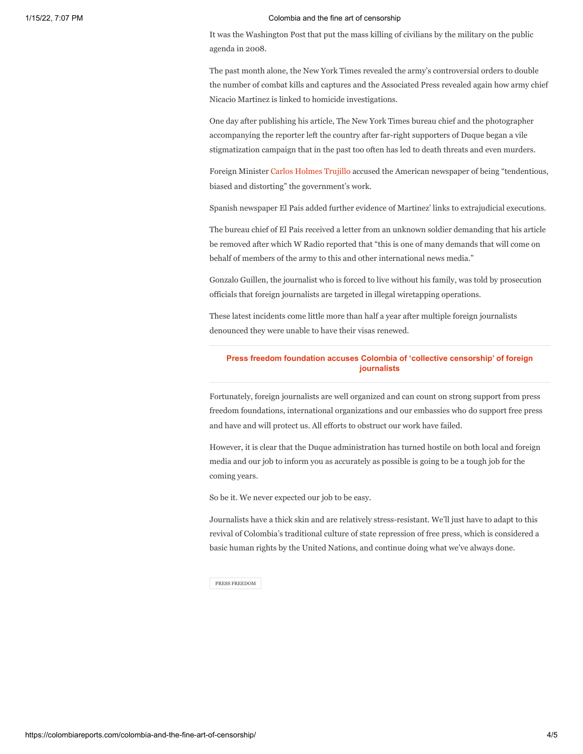It was the Washington Post that put the mass killing of civilians by the military on the public agenda in 2008.

The past month alone, the New York Times revealed the army's controversial orders to double the number of combat kills and captures and the Associated Press revealed again how army chief Nicacio Martinez is linked to homicide investigations.

One day after publishing his article, The New York Times bureau chief and the photographer accompanying the reporter left the country after far-right supporters of Duque began a vile stigmatization campaign that in the past too often has led to death threats and even murders.

Foreign Minister Carlos Holmes Trujillo accused the American newspaper of being "tendentious, biased and distorting" the government's work.

Spanish newspaper El Pais added further evidence of Martinez' links to extrajudicial executions.

The bureau chief of El Pais received a letter from an unknown soldier demanding that his article be removed after which W Radio reported that "this is one of many demands that will come on behalf of members of the army to this and other international news media."

Gonzalo Guillen, the journalist who is forced to live without his family, was told by prosecution officials that foreign journalists are targeted in illegal wiretapping operations.

These latest incidents come little more than half a year after multiple foreign journalists denounced they were unable to have their visas renewed.

**Press freedom foundation accuses Colombia of 'collective censorship' of foreign journalists**

Fortunately, foreign journalists are well organized and can count on strong support from press freedom foundations, international organizations and our embassies who do support free press and have and will protect us. All efforts to obstruct our work have failed.

However, it is clear that the Duque administration has turned hostile on both local and foreign media and our job to inform you as accurately as possible is going to be a tough job for the coming years.

So be it. We never expected our job to be easy.

Journalists have a thick skin and are relatively stress-resistant. We'll just have to adapt to this revival of Colombia's traditional culture of state repression of free press, which is considered a basic human rights by the United Nations, and continue doing what we've always done.

PRESS FREEDOM